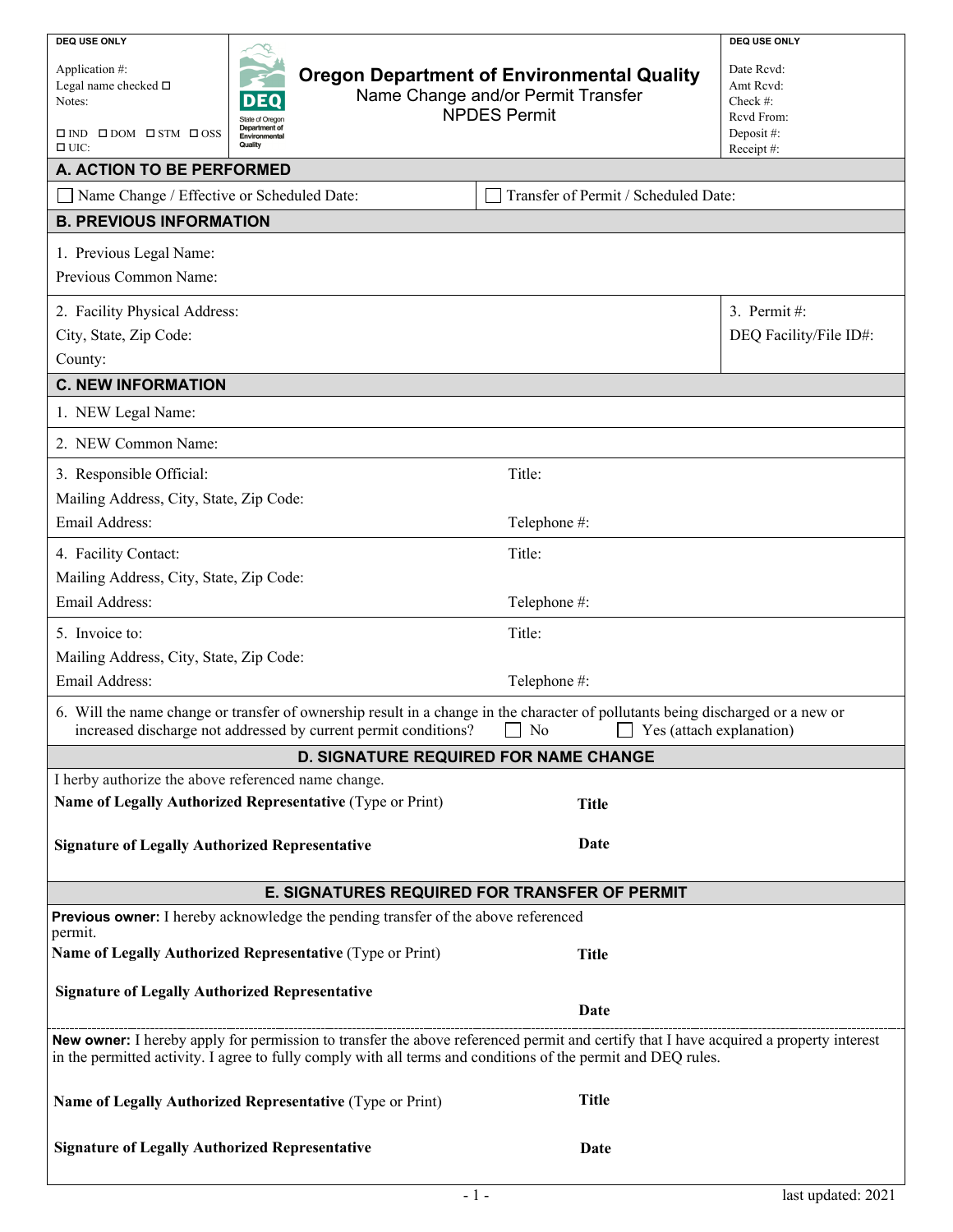| DEQ USE ONLY | | DEQ USE ONLY |
|---|---|---|
| Application #:<br>Legal name checked ☐<br>Notes:<br><br>☐ IND ☐ DOM ☐ STM ☐ OSS<br>☐ UIC: | **Oregon Department of Environmental Quality**<br>Name Change and/or Permit Transfer<br>NPDES Permit | Date Rcvd:<br>Amt Rcvd:<br>Check #:<br>Rcvd From:<br>Deposit #:<br>Receipt #: |

## A. ACTION TO BE PERFORMED

☐ Name Change / Effective or Scheduled Date:

☐ Transfer of Permit / Scheduled Date:

## B. PREVIOUS INFORMATION

1. Previous Legal Name:
   Previous Common Name:

2. Facility Physical Address:
   City, State, Zip Code:
   County:

3. Permit #:
   DEQ Facility/File ID#:

## C. NEW INFORMATION

1. NEW Legal Name:

2. NEW Common Name:

3. Responsible Official: Title:
   Mailing Address, City, State, Zip Code:
   Email Address: Telephone #:

4. Facility Contact: Title:
   Mailing Address, City, State, Zip Code:
   Email Address: Telephone #:

5. Invoice to: Title:
   Mailing Address, City, State, Zip Code:
   Email Address: Telephone #:

6. Will the name change or transfer of ownership result in a change in the character of pollutants being discharged or a new or increased discharge not addressed by current permit conditions? ☐ No ☐ Yes (attach explanation)

## D. SIGNATURE REQUIRED FOR NAME CHANGE

I herby authorize the above referenced name change.

**Name of Legally Authorized Representative** (Type or Print) **Title**

**Signature of Legally Authorized Representative** **Date**

## E. SIGNATURES REQUIRED FOR TRANSFER OF PERMIT

**Previous owner:** I hereby acknowledge the pending transfer of the above referenced permit.

**Name of Legally Authorized Representative** (Type or Print) **Title**

**Signature of Legally Authorized Representative** **Date**

**New owner:** I hereby apply for permission to transfer the above referenced permit and certify that I have acquired a property interest in the permitted activity. I agree to fully comply with all terms and conditions of the permit and DEQ rules.

**Name of Legally Authorized Representative** (Type or Print) **Title**

**Signature of Legally Authorized Representative** **Date**

last updated: 2021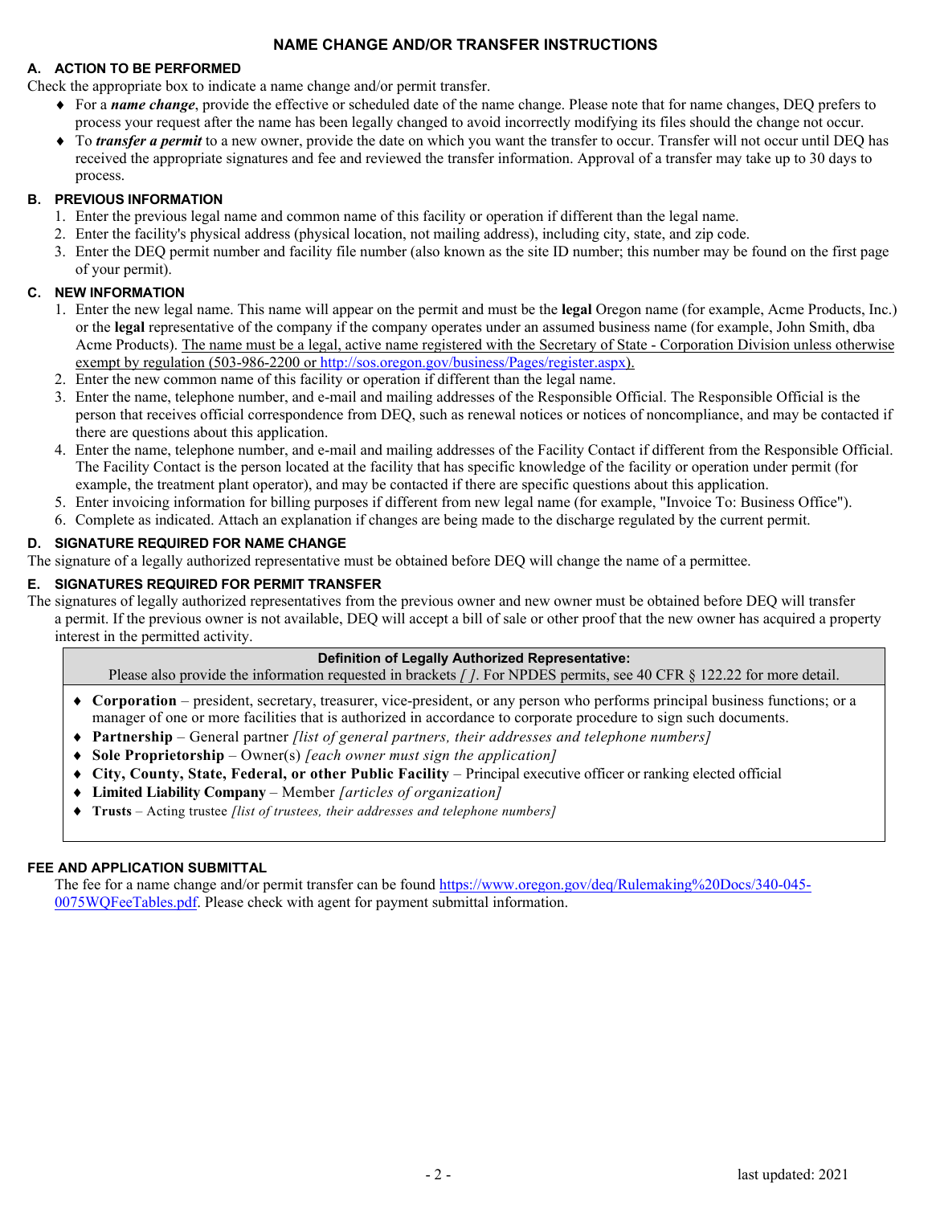# NAME CHANGE AND/OR TRANSFER INSTRUCTIONS

## A. ACTION TO BE PERFORMED

Check the appropriate box to indicate a name change and/or permit transfer.

- For a ***name change***, provide the effective or scheduled date of the name change. Please note that for name changes, DEQ prefers to process your request after the name has been legally changed to avoid incorrectly modifying its files should the change not occur.
- To ***transfer a permit*** to a new owner, provide the date on which you want the transfer to occur. Transfer will not occur until DEQ has received the appropriate signatures and fee and reviewed the transfer information. Approval of a transfer may take up to 30 days to process.

## B. PREVIOUS INFORMATION

1. Enter the previous legal name and common name of this facility or operation if different than the legal name.
2. Enter the facility's physical address (physical location, not mailing address), including city, state, and zip code.
3. Enter the DEQ permit number and facility file number (also known as the site ID number; this number may be found on the first page of your permit).

## C. NEW INFORMATION

1. Enter the new legal name. This name will appear on the permit and must be the **legal** Oregon name (for example, Acme Products, Inc.) or the **legal** representative of the company if the company operates under an assumed business name (for example, John Smith, dba Acme Products). The name must be a legal, active name registered with the Secretary of State - Corporation Division unless otherwise exempt by regulation (503-986-2200 or http://sos.oregon.gov/business/Pages/register.aspx).
2. Enter the new common name of this facility or operation if different than the legal name.
3. Enter the name, telephone number, and e-mail and mailing addresses of the Responsible Official. The Responsible Official is the person that receives official correspondence from DEQ, such as renewal notices or notices of noncompliance, and may be contacted if there are questions about this application.
4. Enter the name, telephone number, and e-mail and mailing addresses of the Facility Contact if different from the Responsible Official. The Facility Contact is the person located at the facility that has specific knowledge of the facility or operation under permit (for example, the treatment plant operator), and may be contacted if there are specific questions about this application.
5. Enter invoicing information for billing purposes if different from new legal name (for example, "Invoice To: Business Office").
6. Complete as indicated. Attach an explanation if changes are being made to the discharge regulated by the current permit.

## D. SIGNATURE REQUIRED FOR NAME CHANGE

The signature of a legally authorized representative must be obtained before DEQ will change the name of a permittee.

## E. SIGNATURES REQUIRED FOR PERMIT TRANSFER

The signatures of legally authorized representatives from the previous owner and new owner must be obtained before DEQ will transfer a permit. If the previous owner is not available, DEQ will accept a bill of sale or other proof that the new owner has acquired a property interest in the permitted activity.

**Definition of Legally Authorized Representative:**
Please also provide the information requested in brackets *[ ]*. For NPDES permits, see 40 CFR § 122.22 for more detail.

- **Corporation** – president, secretary, treasurer, vice-president, or any person who performs principal business functions; or a manager of one or more facilities that is authorized in accordance to corporate procedure to sign such documents.
- **Partnership** – General partner *[list of general partners, their addresses and telephone numbers]*
- **Sole Proprietorship** – Owner(s) *[each owner must sign the application]*
- **City, County, State, Federal, or other Public Facility** – Principal executive officer or ranking elected official
- **Limited Liability Company** – Member *[articles of organization]*
- **Trusts** – Acting trustee *[list of trustees, their addresses and telephone numbers]*

## FEE AND APPLICATION SUBMITTAL

The fee for a name change and/or permit transfer can be found https://www.oregon.gov/deq/Rulemaking%20Docs/340-045-0075WQFeeTables.pdf. Please check with agent for payment submittal information.

last updated: 2021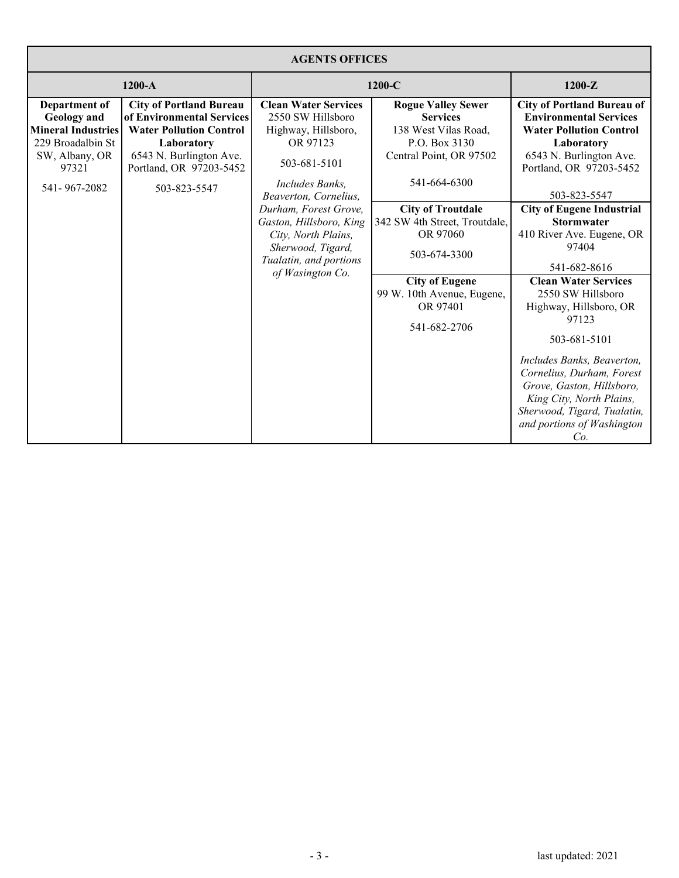| AGENTS OFFICES | | | | |
|---|---|---|---|---|
| 1200-A | | 1200-C | | 1200-Z |
| **Department of Geology and Mineral Industries** 229 Broadalbin St SW, Albany, OR 97321<br><br>541- 967-2082 | **City of Portland Bureau of Environmental Services Water Pollution Control Laboratory** 6543 N. Burlington Ave. Portland, OR 97203-5452<br><br>503-823-5547 | **Clean Water Services** 2550 SW Hillsboro Highway, Hillsboro, OR 97123<br><br>503-681-5101<br><br>*Includes Banks, Beaverton, Cornelius, Durham, Forest Grove, Gaston, Hillsboro, King City, North Plains, Sherwood, Tigard, Tualatin, and portions of Wasington Co.* | **Rogue Valley Sewer Services** 138 West Vilas Road, P.O. Box 3130 Central Point, OR 97502<br><br>541-664-6300 | **City of Portland Bureau of Environmental Services Water Pollution Control Laboratory** 6543 N. Burlington Ave. Portland, OR 97203-5452<br><br>503-823-5547 |
| | | | **City of Troutdale** 342 SW 4th Street, Troutdale, OR 97060<br><br>503-674-3300 | **City of Eugene Industrial Stormwater** 410 River Ave. Eugene, OR 97404<br><br>541-682-8616 |
| | | | **City of Eugene** 99 W. 10th Avenue, Eugene, OR 97401<br><br>541-682-2706 | **Clean Water Services** 2550 SW Hillsboro Highway, Hillsboro, OR 97123<br><br>503-681-5101<br><br>*Includes Banks, Beaverton, Cornelius, Durham, Forest Grove, Gaston, Hillsboro, King City, North Plains, Sherwood, Tigard, Tualatin, and portions of Washington Co.* |

last updated: 2021